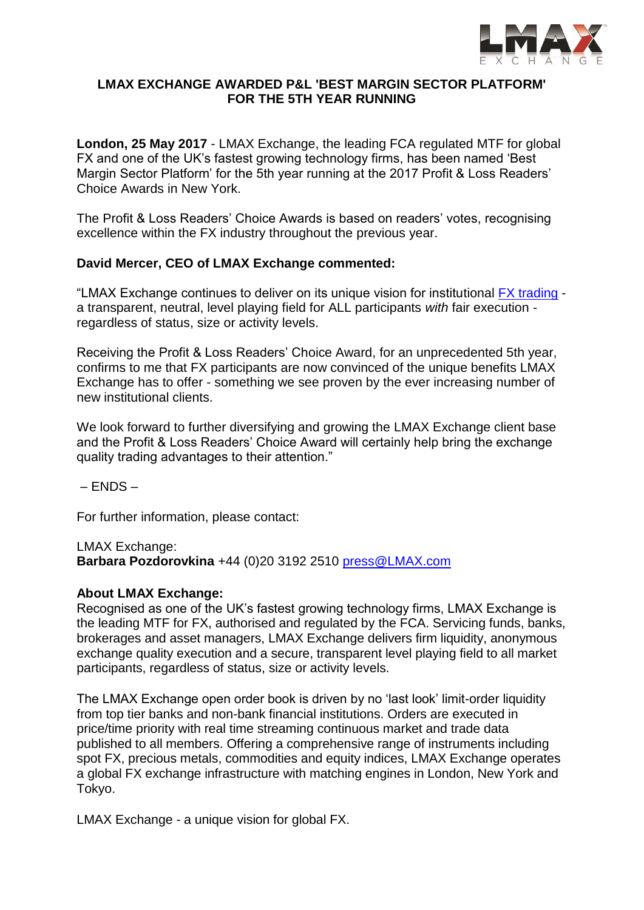# LMAX EXCHANGE AWARDED P&L 'BEST MARGIN SECTOR PLATFORM' FOR THE 5TH YEAR RUNNING

**London, 25 May 2017** - LMAX Exchange, the leading FCA regulated MTF for global FX and one of the UK's fastest growing technology firms, has been named 'Best Margin Sector Platform' for the 5th year running at the 2017 Profit & Loss Readers' Choice Awards in New York.

The Profit & Loss Readers' Choice Awards is based on readers' votes, recognising excellence within the FX industry throughout the previous year.

**David Mercer, CEO of LMAX Exchange commented:**

"LMAX Exchange continues to deliver on its unique vision for institutional FX trading - a transparent, neutral, level playing field for ALL participants *with* fair execution - regardless of status, size or activity levels.

Receiving the Profit & Loss Readers' Choice Award, for an unprecedented 5th year, confirms to me that FX participants are now convinced of the unique benefits LMAX Exchange has to offer - something we see proven by the ever increasing number of new institutional clients.

We look forward to further diversifying and growing the LMAX Exchange client base and the Profit & Loss Readers' Choice Award will certainly help bring the exchange quality trading advantages to their attention."

– ENDS –

For further information, please contact:

LMAX Exchange:
**Barbara Pozdorovkina** +44 (0)20 3192 2510 press@LMAX.com

**About LMAX Exchange:**
Recognised as one of the UK's fastest growing technology firms, LMAX Exchange is the leading MTF for FX, authorised and regulated by the FCA. Servicing funds, banks, brokerages and asset managers, LMAX Exchange delivers firm liquidity, anonymous exchange quality execution and a secure, transparent level playing field to all market participants, regardless of status, size or activity levels.

The LMAX Exchange open order book is driven by no 'last look' limit-order liquidity from top tier banks and non-bank financial institutions. Orders are executed in price/time priority with real time streaming continuous market and trade data published to all members. Offering a comprehensive range of instruments including spot FX, precious metals, commodities and equity indices, LMAX Exchange operates a global FX exchange infrastructure with matching engines in London, New York and Tokyo.

LMAX Exchange - a unique vision for global FX.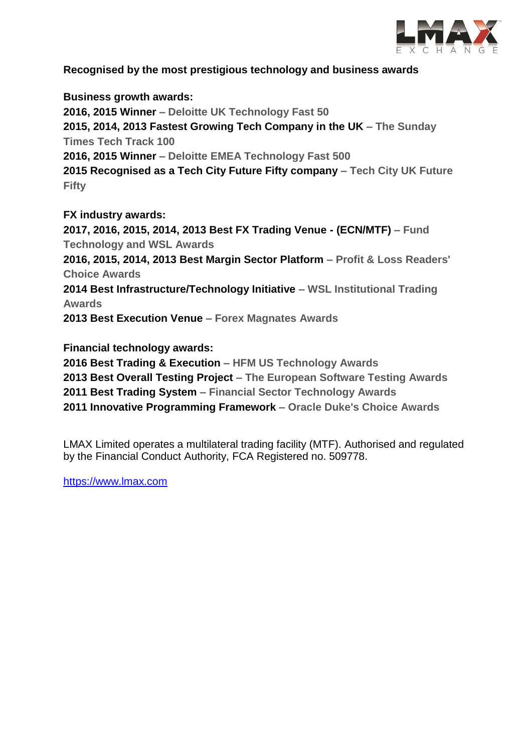**Recognised by the most prestigious technology and business awards**

**Business growth awards:**

**2016, 2015 Winner – Deloitte UK Technology Fast 50**
**2015, 2014, 2013 Fastest Growing Tech Company in the UK – The Sunday Times Tech Track 100**
**2016, 2015 Winner – Deloitte EMEA Technology Fast 500**
**2015 Recognised as a Tech City Future Fifty company – Tech City UK Future Fifty**

**FX industry awards:**

**2017, 2016, 2015, 2014, 2013 Best FX Trading Venue - (ECN/MTF) – Fund Technology and WSL Awards**
**2016, 2015, 2014, 2013 Best Margin Sector Platform – Profit & Loss Readers' Choice Awards**
**2014 Best Infrastructure/Technology Initiative – WSL Institutional Trading Awards**
**2013 Best Execution Venue – Forex Magnates Awards**

**Financial technology awards:**

**2016 Best Trading & Execution – HFM US Technology Awards**
**2013 Best Overall Testing Project – The European Software Testing Awards**
**2011 Best Trading System – Financial Sector Technology Awards**
**2011 Innovative Programming Framework – Oracle Duke's Choice Awards**

LMAX Limited operates a multilateral trading facility (MTF). Authorised and regulated by the Financial Conduct Authority, FCA Registered no. 509778.

https://www.lmax.com